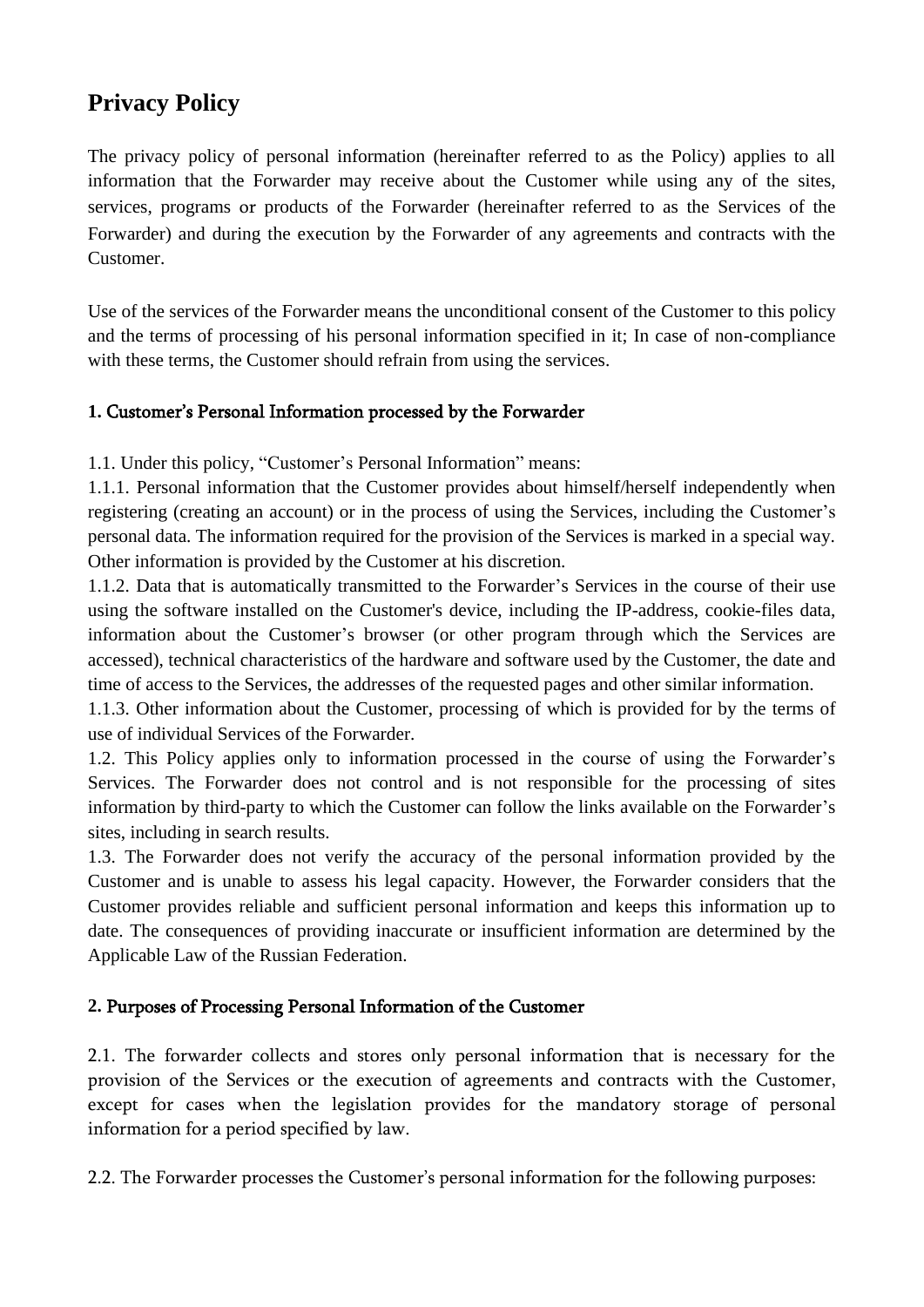# Privacy Policy

The privacy policy of personal information (hereinafter referred to as the Policy) applies to all information that the Forwarder may receive about the Customer while using any of the sites, services, programs or products of the Forwarder (hereinafter referred to as the Services of the Forwarder) and during the execution by the Forwarder of any agreements and contracts with the Customer.

Use of the services of the Forwarder means the unconditional consent of the Customer to this policy and the terms of processing of his personal information specified in it; In case of non-compliance with these terms, the Customer should refrain from using the services.

### 1. Customer's Personal Information processed by the Forwarder

1.1. Under this policy, "Customer's Personal Information" means:

1.1.1. Personal information that the Customer provides about himself/herself independently when registering (creating an account) or in the process of using the Services, including the Customer's personal data. The information required for the provision of the Services is marked in a special way. Other information is provided by the Customer at his discretion.

1.1.2. Data that is automatically transmitted to the Forwarder's Services in the course of their use using the software installed on the Customer's device, including the IP-address, cookie-files data, information about the Customer's browser (or other program through which the Services are accessed), technical characteristics of the hardware and software used by the Customer, the date and time of access to the Services, the addresses of the requested pages and other similar information.

1.1.3. Other information about the Customer, processing of which is provided for by the terms of use of individual Services of the Forwarder.

1.2. This Policy applies only to information processed in the course of using the Forwarder's Services. The Forwarder does not control and is not responsible for the processing of sites information by third-party to which the Customer can follow the links available on the Forwarder's sites, including in search results.

1.3. The Forwarder does not verify the accuracy of the personal information provided by the Customer and is unable to assess his legal capacity. However, the Forwarder considers that the Customer provides reliable and sufficient personal information and keeps this information up to date. The consequences of providing inaccurate or insufficient information are determined by the Applicable Law of the Russian Federation.

### 2. Purposes of Processing Personal Information of the Customer

2.1. The forwarder collects and stores only personal information that is necessary for the provision of the Services or the execution of agreements and contracts with the Customer, except for cases when the legislation provides for the mandatory storage of personal information for a period specified by law.

2.2. The Forwarder processes the Customer's personal information for the following purposes: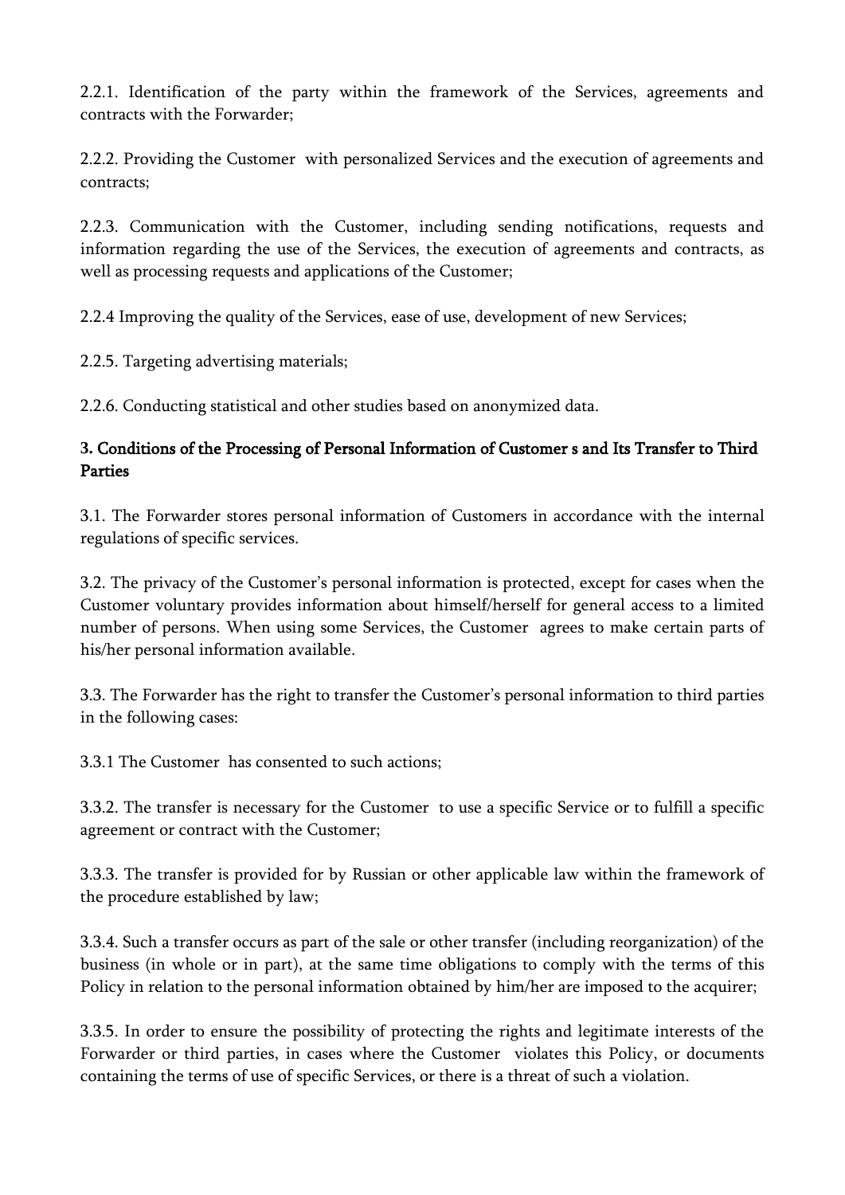2.2.1. Identification of the party within the framework of the Services, agreements and contracts with the Forwarder;

2.2.2. Providing the Customer with personalized Services and the execution of agreements and contracts;

2.2.3. Communication with the Customer, including sending notifications, requests and information regarding the use of the Services, the execution of agreements and contracts, as well as processing requests and applications of the Customer;

2.2.4 Improving the quality of the Services, ease of use, development of new Services;

2.2.5. Targeting advertising materials;

2.2.6. Conducting statistical and other studies based on anonymized data.

### 3. Conditions of the Processing of Personal Information of Customer s and Its Transfer to Third Parties

3.1. The Forwarder stores personal information of Customers in accordance with the internal regulations of specific services.

3.2. The privacy of the Customer's personal information is protected, except for cases when the Customer voluntary provides information about himself/herself for general access to a limited number of persons. When using some Services, the Customer agrees to make certain parts of his/her personal information available.

3.3. The Forwarder has the right to transfer the Customer's personal information to third parties in the following cases:

3.3.1 The Customer has consented to such actions;

3.3.2. The transfer is necessary for the Customer to use a specific Service or to fulfill a specific agreement or contract with the Customer;

3.3.3. The transfer is provided for by Russian or other applicable law within the framework of the procedure established by law;

3.3.4. Such a transfer occurs as part of the sale or other transfer (including reorganization) of the business (in whole or in part), at the same time obligations to comply with the terms of this Policy in relation to the personal information obtained by him/her are imposed to the acquirer;

3.3.5. In order to ensure the possibility of protecting the rights and legitimate interests of the Forwarder or third parties, in cases where the Customer violates this Policy, or documents containing the terms of use of specific Services, or there is a threat of such a violation.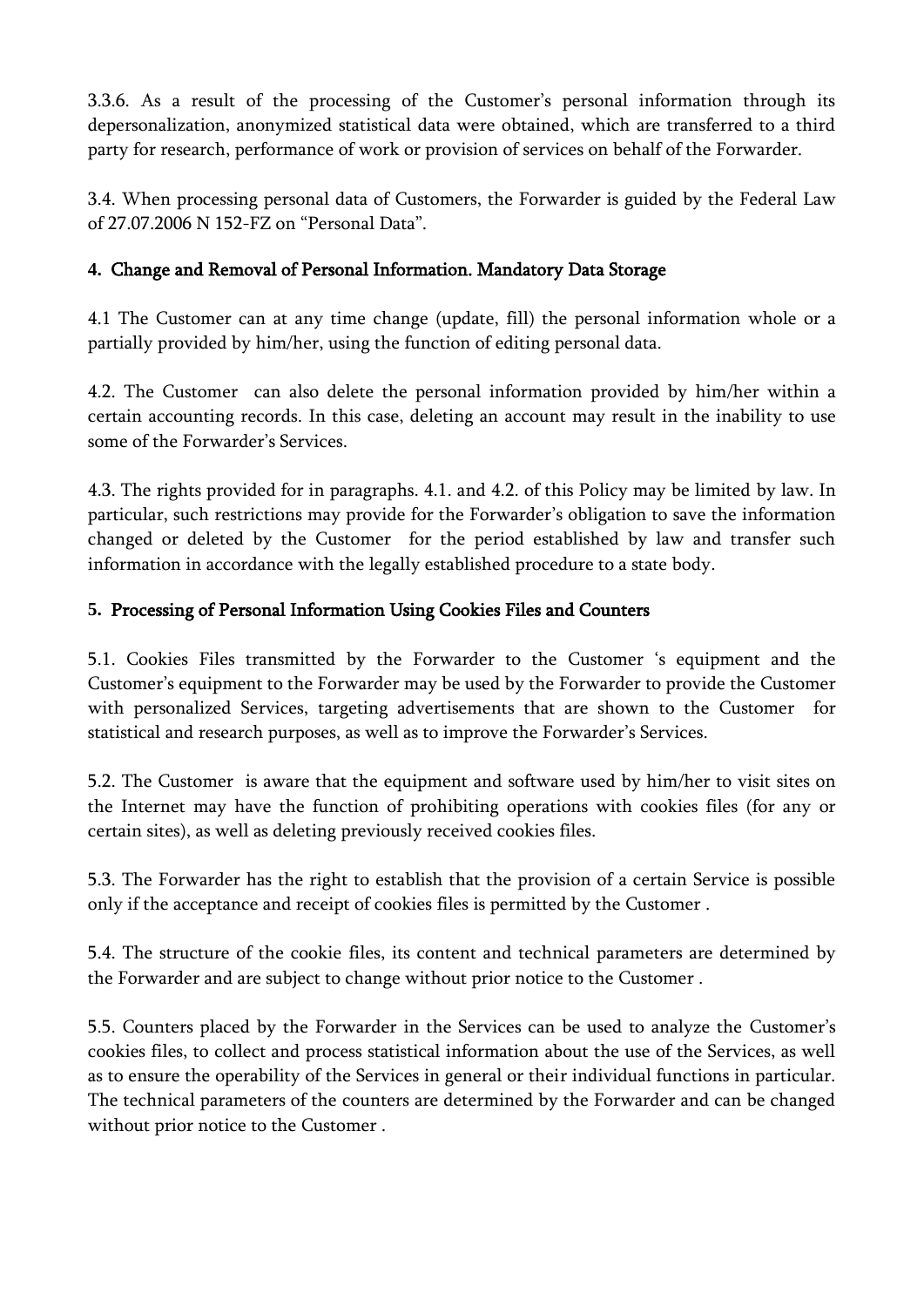3.3.6. As a result of the processing of the Customer's personal information through its depersonalization, anonymized statistical data were obtained, which are transferred to a third party for research, performance of work or provision of services on behalf of the Forwarder.

3.4. When processing personal data of Customers, the Forwarder is guided by the Federal Law of 27.07.2006 N 152-FZ on "Personal Data".

## 4. Change and Removal of Personal Information. Mandatory Data Storage

4.1 The Customer can at any time change (update, fill) the personal information whole or a partially provided by him/her, using the function of editing personal data.

4.2. The Customer can also delete the personal information provided by him/her within a certain accounting records. In this case, deleting an account may result in the inability to use some of the Forwarder's Services.

4.3. The rights provided for in paragraphs. 4.1. and 4.2. of this Policy may be limited by law. In particular, such restrictions may provide for the Forwarder's obligation to save the information changed or deleted by the Customer for the period established by law and transfer such information in accordance with the legally established procedure to a state body.

## 5. Processing of Personal Information Using Cookies Files and Counters

5.1. Cookies Files transmitted by the Forwarder to the Customer 's equipment and the Customer's equipment to the Forwarder may be used by the Forwarder to provide the Customer with personalized Services, targeting advertisements that are shown to the Customer for statistical and research purposes, as well as to improve the Forwarder's Services.

5.2. The Customer is aware that the equipment and software used by him/her to visit sites on the Internet may have the function of prohibiting operations with cookies files (for any or certain sites), as well as deleting previously received cookies files.

5.3. The Forwarder has the right to establish that the provision of a certain Service is possible only if the acceptance and receipt of cookies files is permitted by the Customer .

5.4. The structure of the cookie files, its content and technical parameters are determined by the Forwarder and are subject to change without prior notice to the Customer .

5.5. Counters placed by the Forwarder in the Services can be used to analyze the Customer's cookies files, to collect and process statistical information about the use of the Services, as well as to ensure the operability of the Services in general or their individual functions in particular. The technical parameters of the counters are determined by the Forwarder and can be changed without prior notice to the Customer .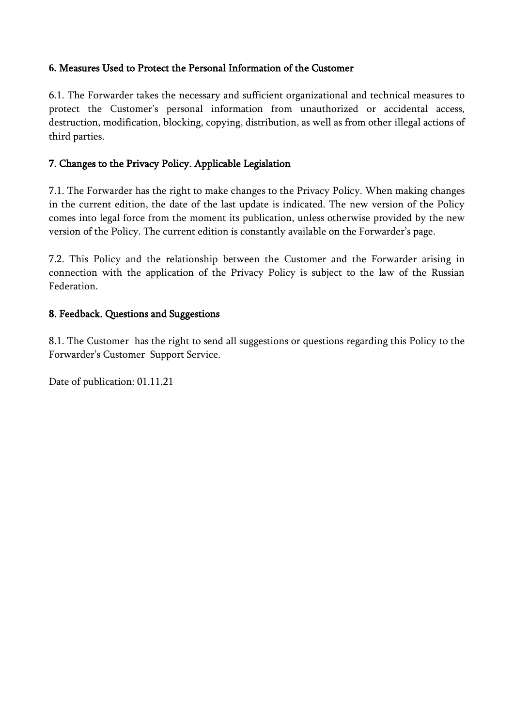### 6. Measures Used to Protect the Personal Information of the Customer

6.1. The Forwarder takes the necessary and sufficient organizational and technical measures to protect the Customer's personal information from unauthorized or accidental access, destruction, modification, blocking, copying, distribution, as well as from other illegal actions of third parties.

### 7. Changes to the Privacy Policy. Applicable Legislation

7.1. The Forwarder has the right to make changes to the Privacy Policy. When making changes in the current edition, the date of the last update is indicated. The new version of the Policy comes into legal force from the moment its publication, unless otherwise provided by the new version of the Policy. The current edition is constantly available on the Forwarder's page.

7.2. This Policy and the relationship between the Customer and the Forwarder arising in connection with the application of the Privacy Policy is subject to the law of the Russian Federation.

### 8. Feedback. Questions and Suggestions

8.1. The Customer has the right to send all suggestions or questions regarding this Policy to the Forwarder's Customer Support Service.

Date of publication: 01.11.21